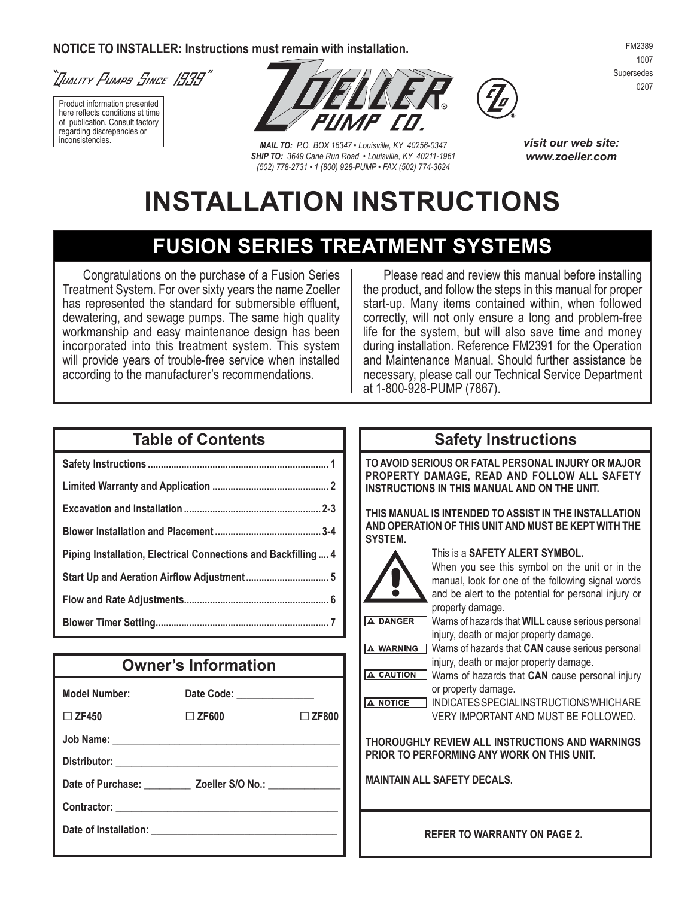**NOTICE TO INSTALLER: Instructions must remain with installation.**

FM2389
1007
Supersedes
0207

*"Quality Pumps Since 1939"*

Product information presented here reflects conditions at time of publication. Consult factory regarding discrepancies or inconsistencies.

ZOELLER® PUMP CO.

*MAIL TO: P.O. BOX 16347 • Louisville, KY 40256-0347*
*SHIP TO: 3649 Cane Run Road • Louisville, KY 40211-1961*
*(502) 778-2731 • 1 (800) 928-PUMP • FAX (502) 774-3624*

***visit our web site: www.zoeller.com***

# INSTALLATION INSTRUCTIONS

## FUSION SERIES TREATMENT SYSTEMS

Congratulations on the purchase of a Fusion Series Treatment System. For over sixty years the name Zoeller has represented the standard for submersible effluent, dewatering, and sewage pumps. The same high quality workmanship and easy maintenance design has been incorporated into this treatment system. This system will provide years of trouble-free service when installed according to the manufacturer's recommendations.

Please read and review this manual before installing the product, and follow the steps in this manual for proper start-up. Many items contained within, when followed correctly, will not only ensure a long and problem-free life for the system, but will also save time and money during installation. Reference FM2391 for the Operation and Maintenance Manual. Should further assistance be necessary, please call our Technical Service Department at 1-800-928-PUMP (7867).

### Table of Contents

| | |
|---|---|
| **Safety Instructions** | **1** |
| **Limited Warranty and Application** | **2** |
| **Excavation and Installation** | **2-3** |
| **Blower Installation and Placement** | **3-4** |
| **Piping Installation, Electrical Connections and Backfilling** | **4** |
| **Start Up and Aeration Airflow Adjustment** | **5** |
| **Flow and Rate Adjustments** | **6** |
| **Blower Timer Setting** | **7** |

### Owner's Information

**Model Number:** **Date Code:** ______________

☐ **ZF450** ☐ **ZF600** ☐ **ZF800**

**Job Name:** ____________________________________________

**Distributor:** __________________________________________

**Date of Purchase:** _________ **Zoeller S/O No.:** _____________

**Contractor:** ___________________________________________

**Date of Installation:** ___________________________________

### Safety Instructions

**TO AVOID SERIOUS OR FATAL PERSONAL INJURY OR MAJOR PROPERTY DAMAGE, READ AND FOLLOW ALL SAFETY INSTRUCTIONS IN THIS MANUAL AND ON THE UNIT.**

**THIS MANUAL IS INTENDED TO ASSIST IN THE INSTALLATION AND OPERATION OF THIS UNIT AND MUST BE KEPT WITH THE SYSTEM.**

This is a **SAFETY ALERT SYMBOL.** When you see this symbol on the unit or in the manual, look for one of the following signal words and be alert to the potential for personal injury or property damage.

⚠ **DANGER** Warns of hazards that **WILL** cause serious personal injury, death or major property damage.

⚠ **WARNING** Warns of hazards that **CAN** cause serious personal injury, death or major property damage.

⚠ **CAUTION** Warns of hazards that **CAN** cause personal injury or property damage.

⚠ **NOTICE** INDICATES SPECIAL INSTRUCTIONS WHICH ARE VERY IMPORTANT AND MUST BE FOLLOWED.

**THOROUGHLY REVIEW ALL INSTRUCTIONS AND WARNINGS PRIOR TO PERFORMING ANY WORK ON THIS UNIT.**

**MAINTAIN ALL SAFETY DECALS.**

**REFER TO WARRANTY ON PAGE 2.**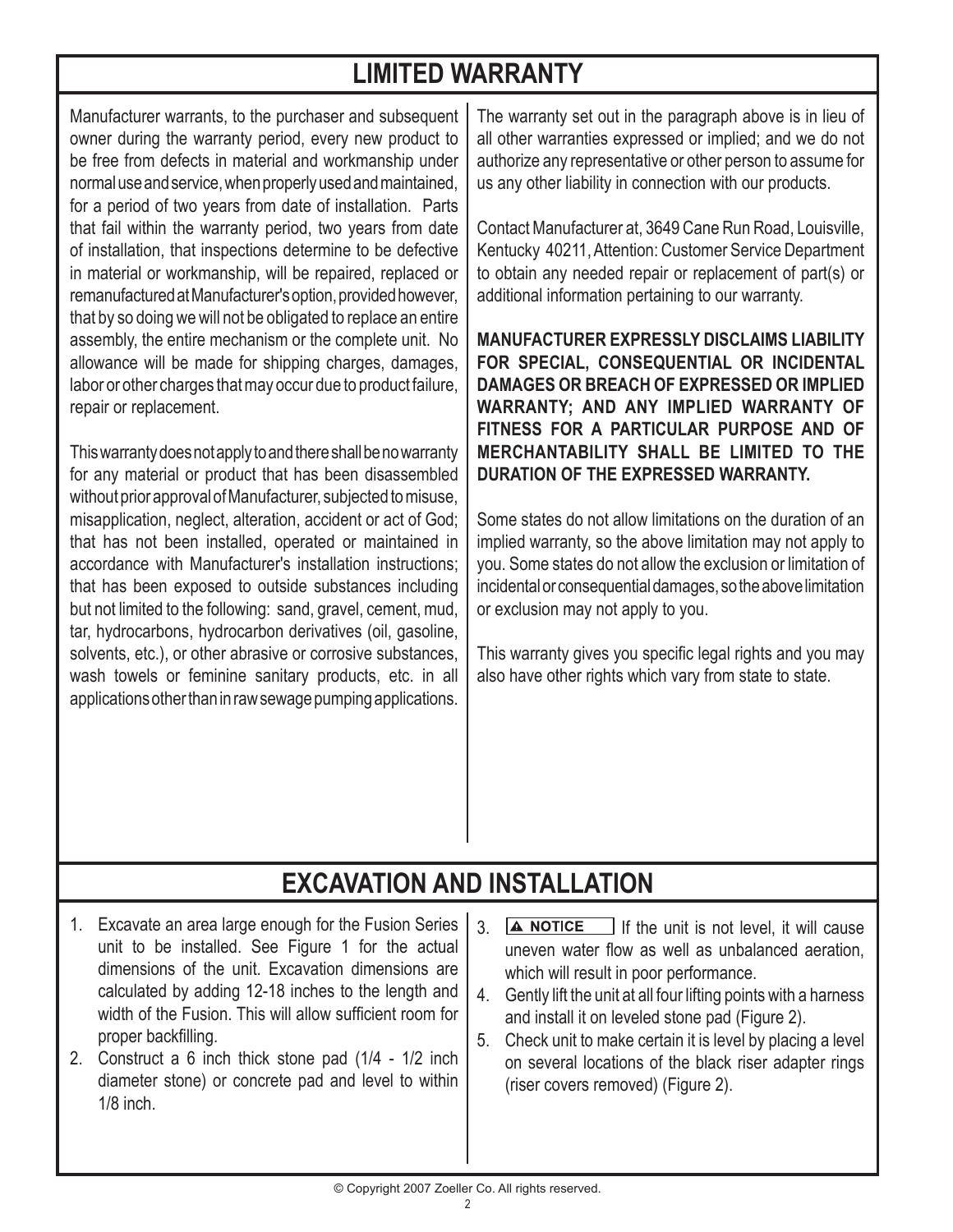## LIMITED WARRANTY

Manufacturer warrants, to the purchaser and subsequent owner during the warranty period, every new product to be free from defects in material and workmanship under normal use and service, when properly used and maintained, for a period of two years from date of installation. Parts that fail within the warranty period, two years from date of installation, that inspections determine to be defective in material or workmanship, will be repaired, replaced or remanufactured at Manufacturer's option, provided however, that by so doing we will not be obligated to replace an entire assembly, the entire mechanism or the complete unit. No allowance will be made for shipping charges, damages, labor or other charges that may occur due to product failure, repair or replacement.

This warranty does not apply to and there shall be no warranty for any material or product that has been disassembled without prior approval of Manufacturer, subjected to misuse, misapplication, neglect, alteration, accident or act of God; that has not been installed, operated or maintained in accordance with Manufacturer's installation instructions; that has been exposed to outside substances including but not limited to the following: sand, gravel, cement, mud, tar, hydrocarbons, hydrocarbon derivatives (oil, gasoline, solvents, etc.), or other abrasive or corrosive substances, wash towels or feminine sanitary products, etc. in all applications other than in raw sewage pumping applications.

The warranty set out in the paragraph above is in lieu of all other warranties expressed or implied; and we do not authorize any representative or other person to assume for us any other liability in connection with our products.

Contact Manufacturer at, 3649 Cane Run Road, Louisville, Kentucky 40211, Attention: Customer Service Department to obtain any needed repair or replacement of part(s) or additional information pertaining to our warranty.

**MANUFACTURER EXPRESSLY DISCLAIMS LIABILITY FOR SPECIAL, CONSEQUENTIAL OR INCIDENTAL DAMAGES OR BREACH OF EXPRESSED OR IMPLIED WARRANTY; AND ANY IMPLIED WARRANTY OF FITNESS FOR A PARTICULAR PURPOSE AND OF MERCHANTABILITY SHALL BE LIMITED TO THE DURATION OF THE EXPRESSED WARRANTY.**

Some states do not allow limitations on the duration of an implied warranty, so the above limitation may not apply to you. Some states do not allow the exclusion or limitation of incidental or consequential damages, so the above limitation or exclusion may not apply to you.

This warranty gives you specific legal rights and you may also have other rights which vary from state to state.

## EXCAVATION AND INSTALLATION

1. Excavate an area large enough for the Fusion Series unit to be installed. See Figure 1 for the actual dimensions of the unit. Excavation dimensions are calculated by adding 12-18 inches to the length and width of the Fusion. This will allow sufficient room for proper backfilling.
2. Construct a 6 inch thick stone pad (1/4 - 1/2 inch diameter stone) or concrete pad and level to within 1/8 inch.
3. **⚠ NOTICE** If the unit is not level, it will cause uneven water flow as well as unbalanced aeration, which will result in poor performance.
4. Gently lift the unit at all four lifting points with a harness and install it on leveled stone pad (Figure 2).
5. Check unit to make certain it is level by placing a level on several locations of the black riser adapter rings (riser covers removed) (Figure 2).

© Copyright 2007 Zoeller Co. All rights reserved.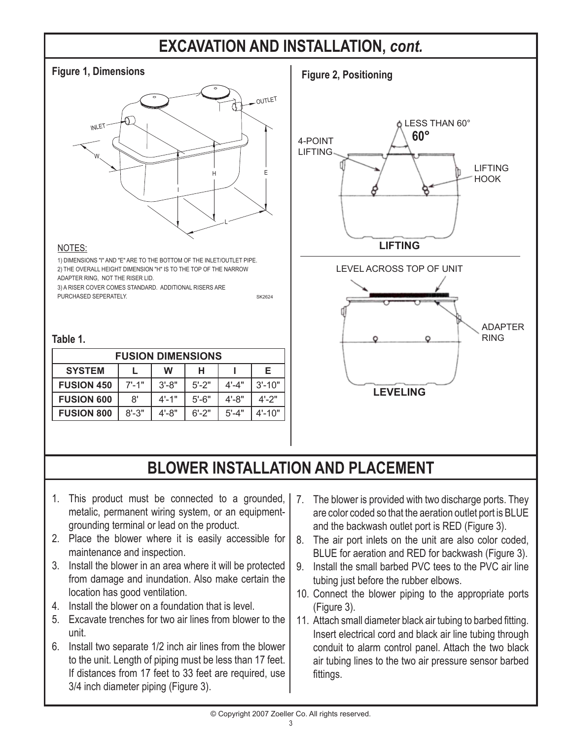# EXCAVATION AND INSTALLATION, *cont.*

**Figure 1, Dimensions**

NOTES:

1) DIMENSIONS "I" AND "E" ARE TO THE BOTTOM OF THE INLET/OUTLET PIPE.
2) THE OVERALL HEIGHT DIMENSION "H" IS TO THE TOP OF THE NARROW ADAPTER RING, NOT THE RISER LID.
3) A RISER COVER COMES STANDARD. ADDITIONAL RISERS ARE PURCHASED SEPERATELY.

SK2624

**Table 1.**

| FUSION DIMENSIONS | | | | | |
|---|---|---|---|---|---|
| **SYSTEM** | **L** | **W** | **H** | **I** | **E** |
| **FUSION 450** | 7'-1" | 3'-8" | 5'-2" | 4'-4" | 3'-10" |
| **FUSION 600** | 8' | 4'-1" | 5'-6" | 4'-8" | 4'-2" |
| **FUSION 800** | 8'-3" | 4'-8" | 6'-2" | 5'-4" | 4'-10" |

**Figure 2, Positioning**

LESS THAN 60°
60°
4-POINT LIFTING
LIFTING HOOK
**LIFTING**

LEVEL ACROSS TOP OF UNIT
ADAPTER RING
**LEVELING**

# BLOWER INSTALLATION AND PLACEMENT

1. This product must be connected to a grounded, metalic, permanent wiring system, or an equipment-grounding terminal or lead on the product.
2. Place the blower where it is easily accessible for maintenance and inspection.
3. Install the blower in an area where it will be protected from damage and inundation. Also make certain the location has good ventilation.
4. Install the blower on a foundation that is level.
5. Excavate trenches for two air lines from blower to the unit.
6. Install two separate 1/2 inch air lines from the blower to the unit. Length of piping must be less than 17 feet. If distances from 17 feet to 33 feet are required, use 3/4 inch diameter piping (Figure 3).
7. The blower is provided with two discharge ports. They are color coded so that the aeration outlet port is BLUE and the backwash outlet port is RED (Figure 3).
8. The air port inlets on the unit are also color coded, BLUE for aeration and RED for backwash (Figure 3).
9. Install the small barbed PVC tees to the PVC air line tubing just before the rubber elbows.
10. Connect the blower piping to the appropriate ports (Figure 3).
11. Attach small diameter black air tubing to barbed fitting. Insert electrical cord and black air line tubing through conduit to alarm control panel. Attach the two black air tubing lines to the two air pressure sensor barbed fittings.

© Copyright 2007 Zoeller Co. All rights reserved.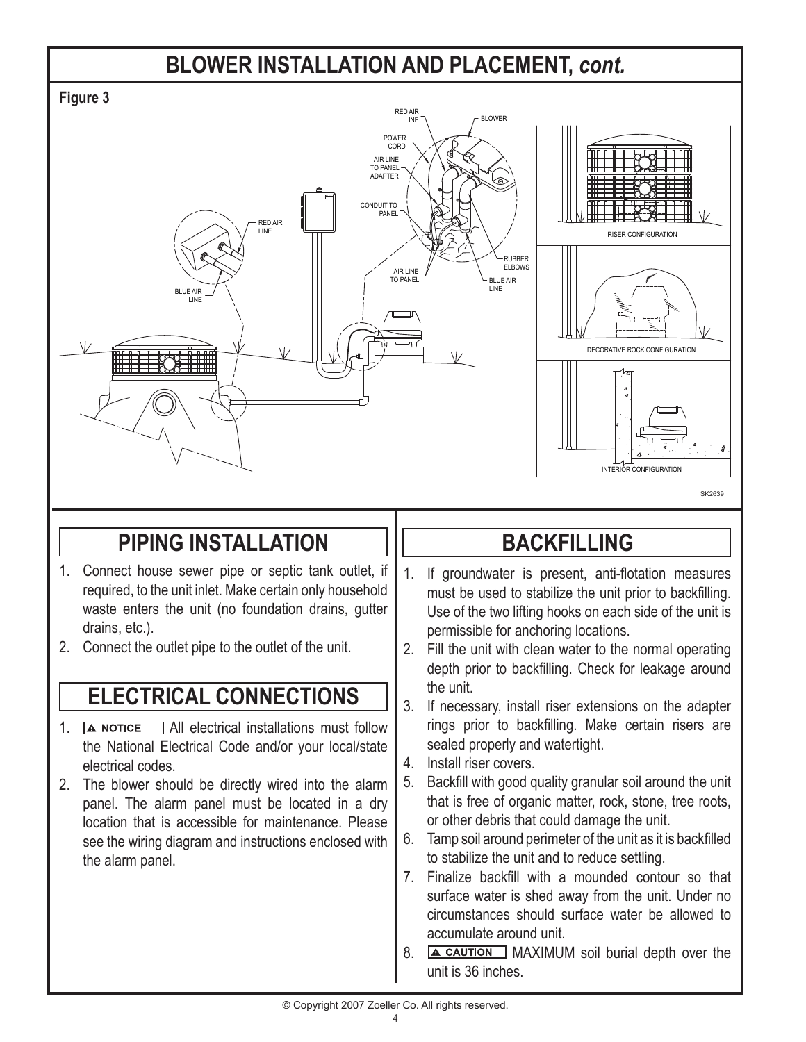## BLOWER INSTALLATION AND PLACEMENT, *cont.*

**Figure 3**

## PIPING INSTALLATION

1. Connect house sewer pipe or septic tank outlet, if required, to the unit inlet. Make certain only household waste enters the unit (no foundation drains, gutter drains, etc.).
2. Connect the outlet pipe to the outlet of the unit.

## ELECTRICAL CONNECTIONS

1. **⚠ NOTICE** All electrical installations must follow the National Electrical Code and/or your local/state electrical codes.
2. The blower should be directly wired into the alarm panel. The alarm panel must be located in a dry location that is accessible for maintenance. Please see the wiring diagram and instructions enclosed with the alarm panel.

## BACKFILLING

1. If groundwater is present, anti-flotation measures must be used to stabilize the unit prior to backfilling. Use of the two lifting hooks on each side of the unit is permissible for anchoring locations.
2. Fill the unit with clean water to the normal operating depth prior to backfilling. Check for leakage around the unit.
3. If necessary, install riser extensions on the adapter rings prior to backfilling. Make certain risers are sealed properly and watertight.
4. Install riser covers.
5. Backfill with good quality granular soil around the unit that is free of organic matter, rock, stone, tree roots, or other debris that could damage the unit.
6. Tamp soil around perimeter of the unit as it is backfilled to stabilize the unit and to reduce settling.
7. Finalize backfill with a mounded contour so that surface water is shed away from the unit. Under no circumstances should surface water be allowed to accumulate around unit.
8. **⚠ CAUTION** MAXIMUM soil burial depth over the unit is 36 inches.

© Copyright 2007 Zoeller Co. All rights reserved.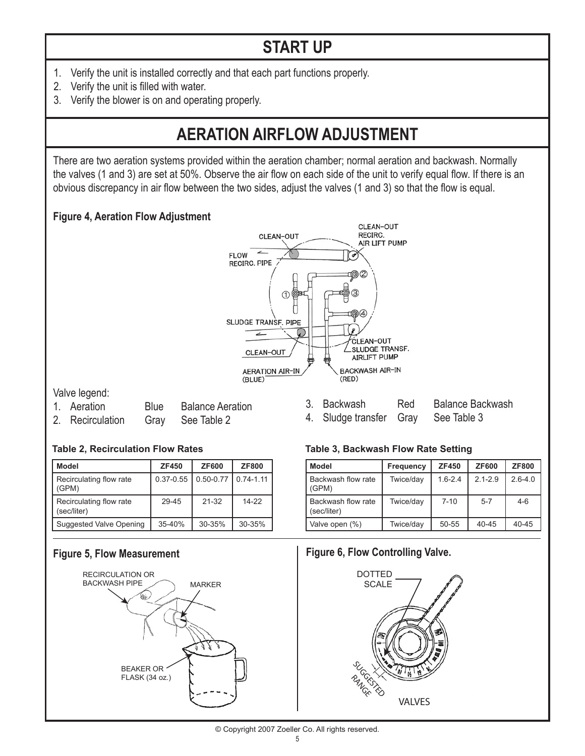## START UP

1. Verify the unit is installed correctly and that each part functions properly.
2. Verify the unit is filled with water.
3. Verify the blower is on and operating properly.

## AERATION AIRFLOW ADJUSTMENT

There are two aeration systems provided within the aeration chamber; normal aeration and backwash. Normally the valves (1 and 3) are set at 50%. Observe the air flow on each side of the unit to verify equal flow. If there is an obvious discrepancy in air flow between the two sides, adjust the valves (1 and 3) so that the flow is equal.

**Figure 4, Aeration Flow Adjustment**

Valve legend:

1. Aeration    Blue    Balance Aeration
2. Recirculation    Gray    See Table 2
3. Backwash    Red    Balance Backwash
4. Sludge transfer    Gray    See Table 3

**Table 2, Recirculation Flow Rates**

| Model | ZF450 | ZF600 | ZF800 |
|---|---|---|---|
| Recirculating flow rate (GPM) | 0.37-0.55 | 0.50-0.77 | 0.74-1.11 |
| Recirculating flow rate (sec/liter) | 29-45 | 21-32 | 14-22 |
| Suggested Valve Opening | 35-40% | 30-35% | 30-35% |

**Table 3, Backwash Flow Rate Setting**

| Model | Frequency | ZF450 | ZF600 | ZF800 |
|---|---|---|---|---|
| Backwash flow rate (GPM) | Twice/day | 1.6-2.4 | 2.1-2.9 | 2.6-4.0 |
| Backwash flow rate (sec/liter) | Twice/day | 7-10 | 5-7 | 4-6 |
| Valve open (%) | Twice/day | 50-55 | 40-45 | 40-45 |

**Figure 5, Flow Measurement**

**Figure 6, Flow Controlling Valve.**

© Copyright 2007 Zoeller Co. All rights reserved.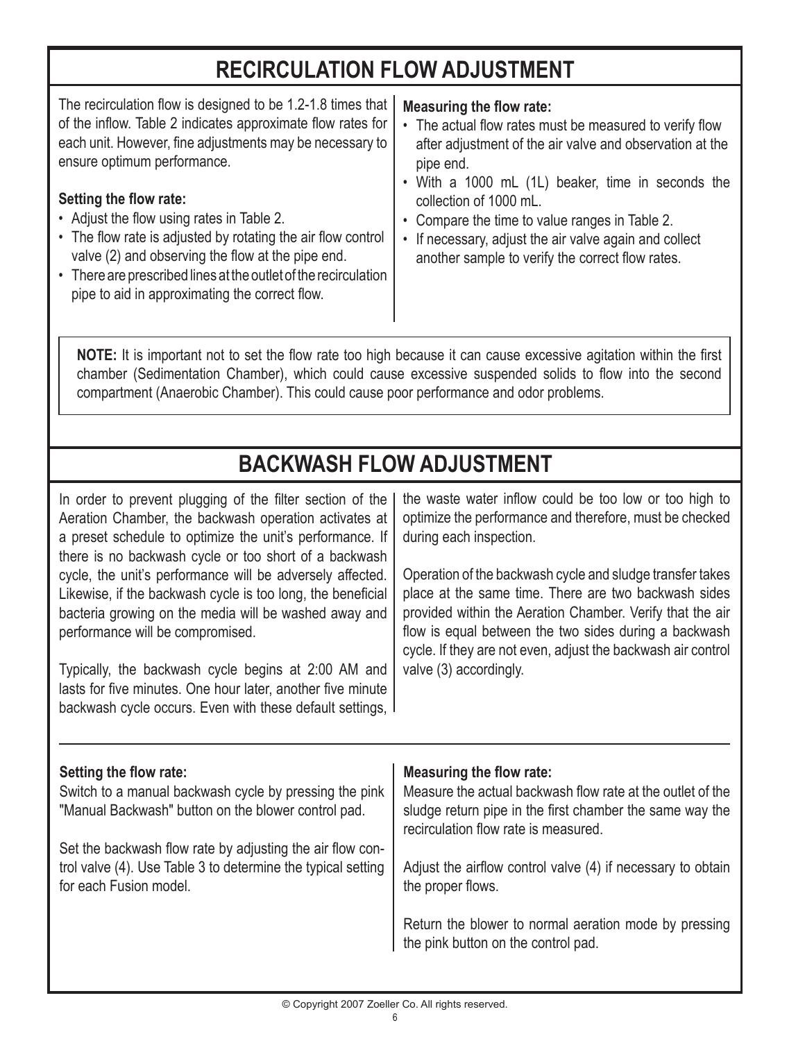# RECIRCULATION FLOW ADJUSTMENT

The recirculation flow is designed to be 1.2-1.8 times that of the inflow. Table 2 indicates approximate flow rates for each unit. However, fine adjustments may be necessary to ensure optimum performance.

**Setting the flow rate:**

- Adjust the flow using rates in Table 2.
- The flow rate is adjusted by rotating the air flow control valve (2) and observing the flow at the pipe end.
- There are prescribed lines at the outlet of the recirculation pipe to aid in approximating the correct flow.

**Measuring the flow rate:**

- The actual flow rates must be measured to verify flow after adjustment of the air valve and observation at the pipe end.
- With a 1000 mL (1L) beaker, time in seconds the collection of 1000 mL.
- Compare the time to value ranges in Table 2.
- If necessary, adjust the air valve again and collect another sample to verify the correct flow rates.

**NOTE:** It is important not to set the flow rate too high because it can cause excessive agitation within the first chamber (Sedimentation Chamber), which could cause excessive suspended solids to flow into the second compartment (Anaerobic Chamber). This could cause poor performance and odor problems.

# BACKWASH FLOW ADJUSTMENT

In order to prevent plugging of the filter section of the Aeration Chamber, the backwash operation activates at a preset schedule to optimize the unit's performance. If there is no backwash cycle or too short of a backwash cycle, the unit's performance will be adversely affected. Likewise, if the backwash cycle is too long, the beneficial bacteria growing on the media will be washed away and performance will be compromised.

Typically, the backwash cycle begins at 2:00 AM and lasts for five minutes. One hour later, another five minute backwash cycle occurs. Even with these default settings, the waste water inflow could be too low or too high to optimize the performance and therefore, must be checked during each inspection.

Operation of the backwash cycle and sludge transfer takes place at the same time. There are two backwash sides provided within the Aeration Chamber. Verify that the air flow is equal between the two sides during a backwash cycle. If they are not even, adjust the backwash air control valve (3) accordingly.

**Setting the flow rate:**

Switch to a manual backwash cycle by pressing the pink "Manual Backwash" button on the blower control pad.

Set the backwash flow rate by adjusting the air flow control valve (4). Use Table 3 to determine the typical setting for each Fusion model.

**Measuring the flow rate:**

Measure the actual backwash flow rate at the outlet of the sludge return pipe in the first chamber the same way the recirculation flow rate is measured.

Adjust the airflow control valve (4) if necessary to obtain the proper flows.

Return the blower to normal aeration mode by pressing the pink button on the control pad.

© Copyright 2007 Zoeller Co. All rights reserved.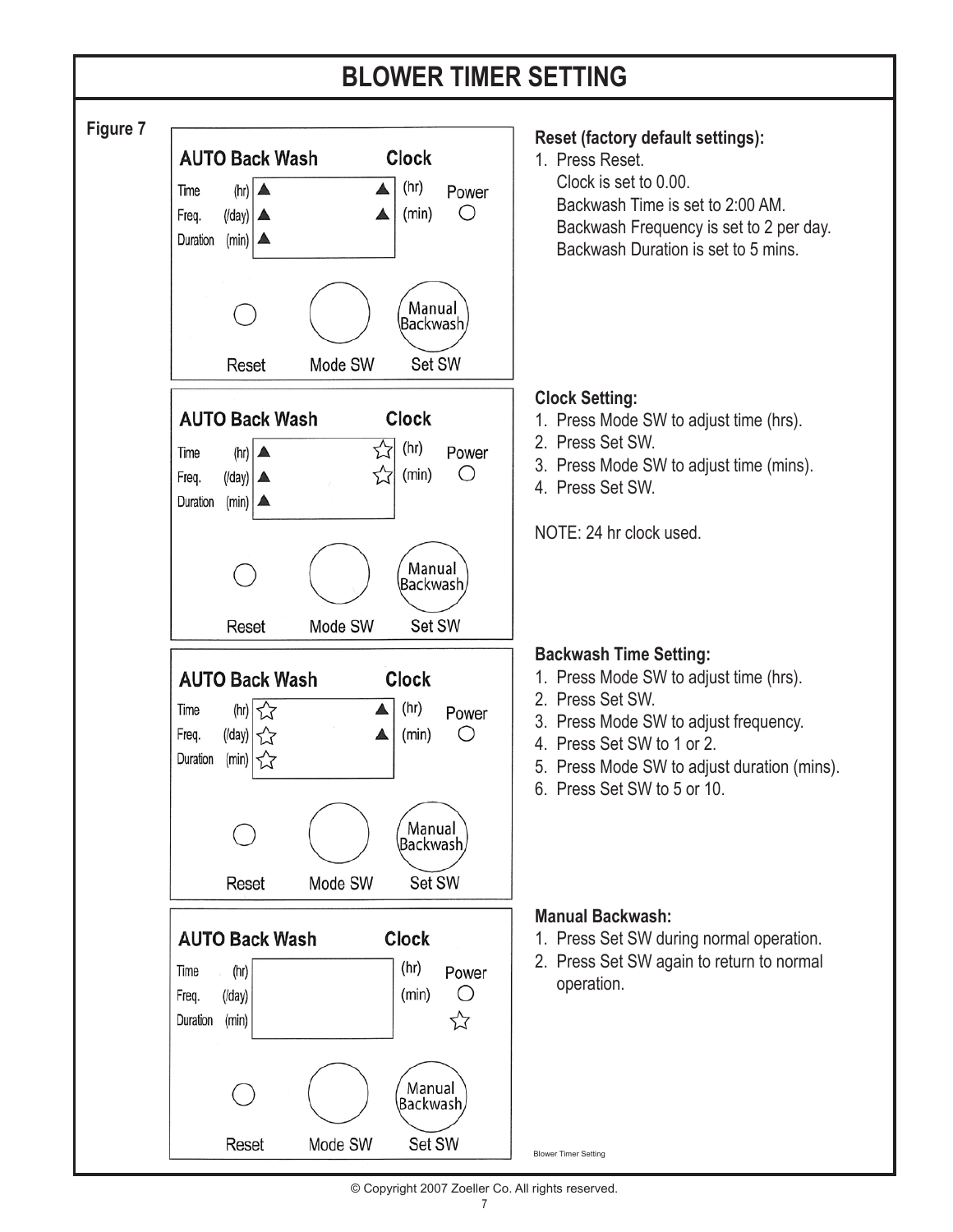# BLOWER TIMER SETTING

**Figure 7**

AUTO Back Wash | Clock
Time (hr) | (hr) | Power
Freq. (/day) | (min)
Duration (min)
Reset | Mode SW | Manual Backwash | Set SW

**Reset (factory default settings):**

1. Press Reset.
   Clock is set to 0.00.
   Backwash Time is set to 2:00 AM.
   Backwash Frequency is set to 2 per day.
   Backwash Duration is set to 5 mins.

AUTO Back Wash | Clock
Time (hr) | (hr) | Power
Freq. (/day) | (min)
Duration (min)
Reset | Mode SW | Manual Backwash | Set SW

**Clock Setting:**

1. Press Mode SW to adjust time (hrs).
2. Press Set SW.
3. Press Mode SW to adjust time (mins).
4. Press Set SW.

NOTE: 24 hr clock used.

AUTO Back Wash | Clock
Time (hr) | (hr) | Power
Freq. (/day) | (min)
Duration (min)
Reset | Mode SW | Manual Backwash | Set SW

**Backwash Time Setting:**

1. Press Mode SW to adjust time (hrs).
2. Press Set SW.
3. Press Mode SW to adjust frequency.
4. Press Set SW to 1 or 2.
5. Press Mode SW to adjust duration (mins).
6. Press Set SW to 5 or 10.

AUTO Back Wash | Clock
Time (hr) | (hr) | Power
Freq. (/day) | (min)
Duration (min)
Reset | Mode SW | Manual Backwash | Set SW

**Manual Backwash:**

1. Press Set SW during normal operation.
2. Press Set SW again to return to normal operation.

Blower Timer Setting

© Copyright 2007 Zoeller Co. All rights reserved.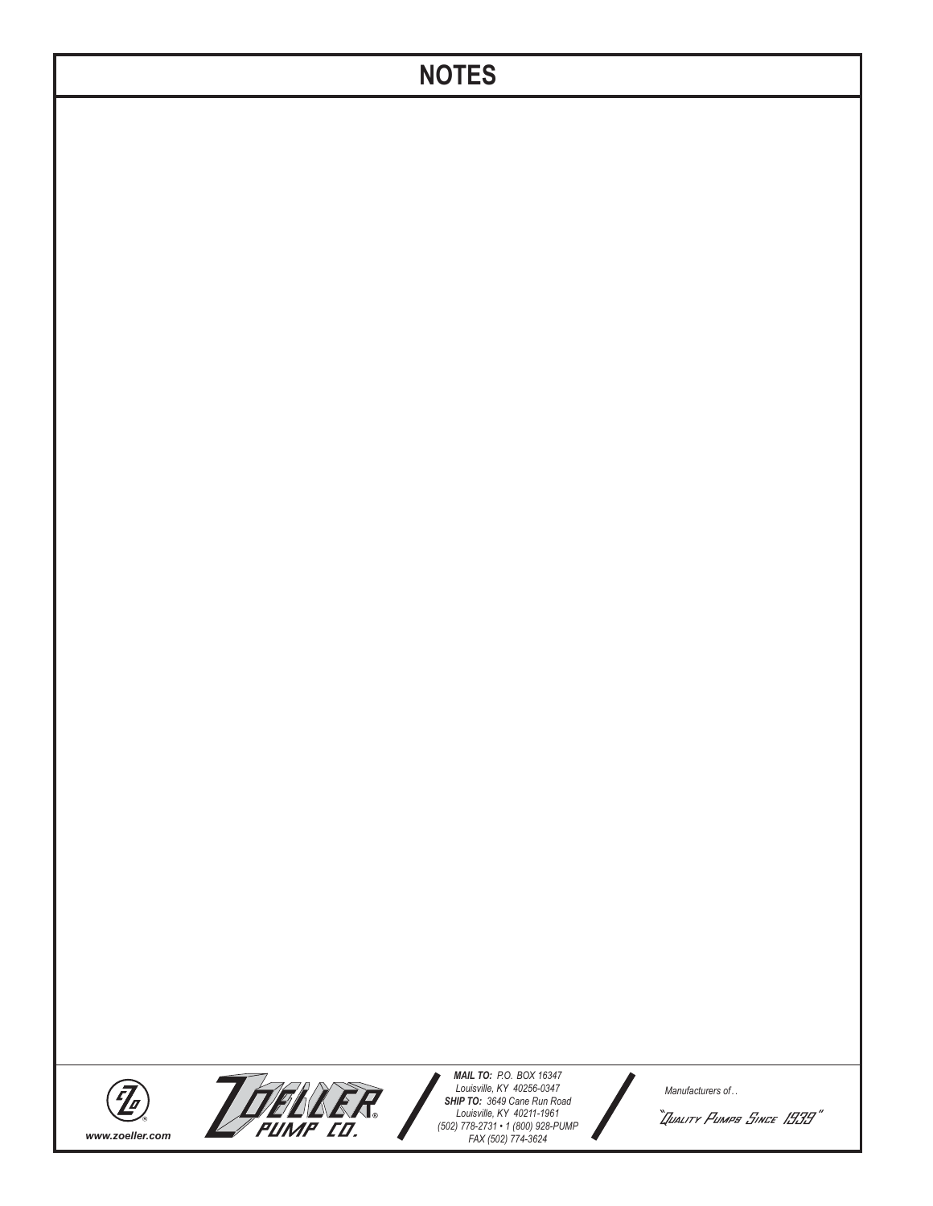# NOTES

www.zoeller.com

ZOELLER PUMP CO.

***MAIL TO:*** *P.O. BOX 16347*
*Louisville, KY 40256-0347*
***SHIP TO:*** *3649 Cane Run Road*
*Louisville, KY 40211-1961*
*(502) 778-2731 • 1 (800) 928-PUMP*
*FAX (502) 774-3624*

*Manufacturers of . .*

"Quality Pumps Since 1939"